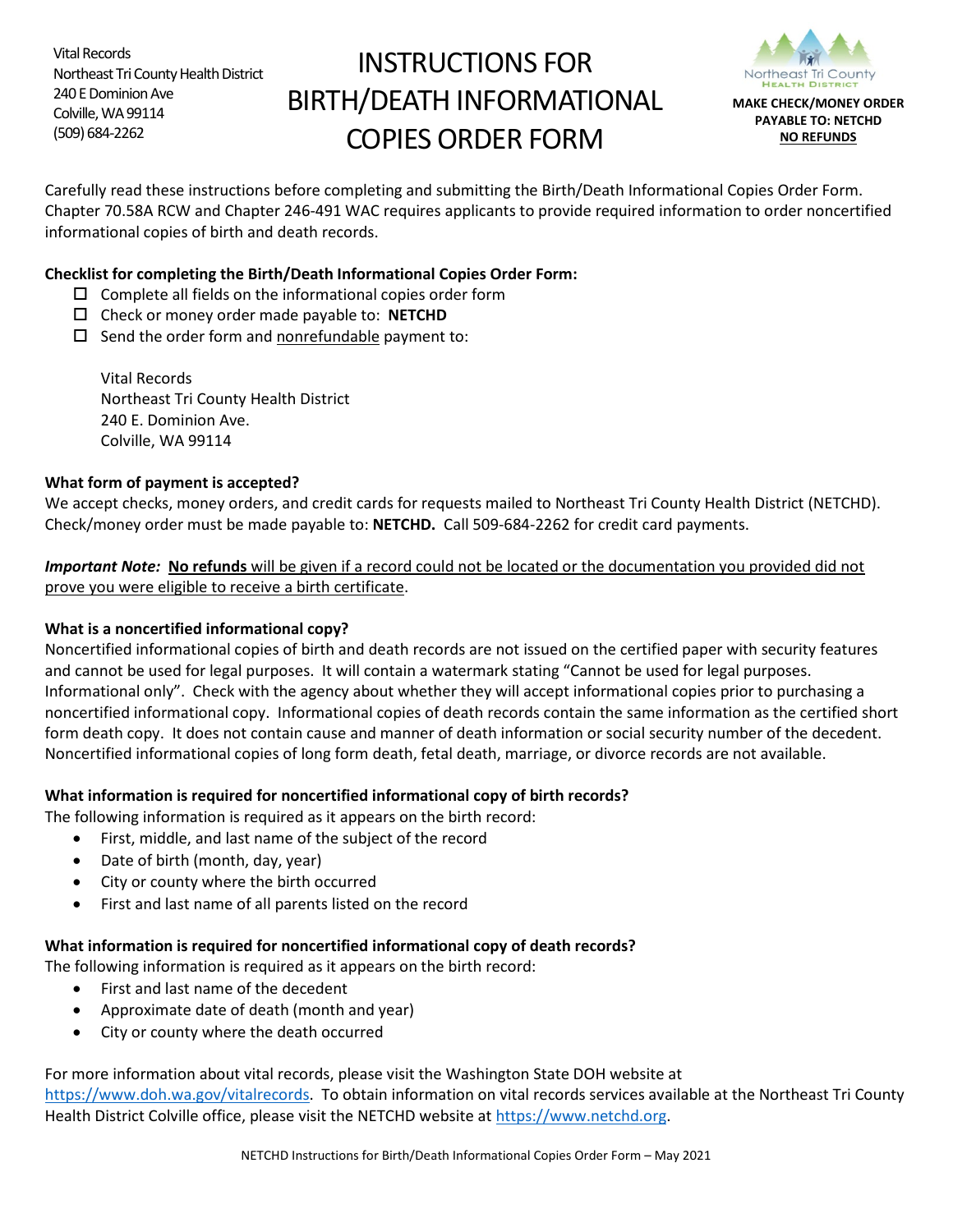Vital Records
Northeast Tri County Health District
240 E Dominion Ave
Colville, WA 99114
(509) 684-2262

# INSTRUCTIONS FOR BIRTH/DEATH INFORMATIONAL COPIES ORDER FORM

Northeast Tri County Health District

**MAKE CHECK/MONEY ORDER PAYABLE TO: NETCHD**
**NO REFUNDS**

Carefully read these instructions before completing and submitting the Birth/Death Informational Copies Order Form. Chapter 70.58A RCW and Chapter 246-491 WAC requires applicants to provide required information to order noncertified informational copies of birth and death records.

**Checklist for completing the Birth/Death Informational Copies Order Form:**

- ☐ Complete all fields on the informational copies order form
- ☐ Check or money order made payable to: **NETCHD**
- ☐ Send the order form and nonrefundable payment to:

  Vital Records
  Northeast Tri County Health District
  240 E. Dominion Ave.
  Colville, WA 99114

**What form of payment is accepted?**
We accept checks, money orders, and credit cards for requests mailed to Northeast Tri County Health District (NETCHD). Check/money order must be made payable to: **NETCHD.** Call 509-684-2262 for credit card payments.

***Important Note:*** **No refunds** will be given if a record could not be located or the documentation you provided did not prove you were eligible to receive a birth certificate.

**What is a noncertified informational copy?**
Noncertified informational copies of birth and death records are not issued on the certified paper with security features and cannot be used for legal purposes. It will contain a watermark stating "Cannot be used for legal purposes. Informational only". Check with the agency about whether they will accept informational copies prior to purchasing a noncertified informational copy. Informational copies of death records contain the same information as the certified short form death copy. It does not contain cause and manner of death information or social security number of the decedent. Noncertified informational copies of long form death, fetal death, marriage, or divorce records are not available.

**What information is required for noncertified informational copy of birth records?**
The following information is required as it appears on the birth record:

- First, middle, and last name of the subject of the record
- Date of birth (month, day, year)
- City or county where the birth occurred
- First and last name of all parents listed on the record

**What information is required for noncertified informational copy of death records?**
The following information is required as it appears on the birth record:

- First and last name of the decedent
- Approximate date of death (month and year)
- City or county where the death occurred

For more information about vital records, please visit the Washington State DOH website at https://www.doh.wa.gov/vitalrecords. To obtain information on vital records services available at the Northeast Tri County Health District Colville office, please visit the NETCHD website at https://www.netchd.org.

NETCHD Instructions for Birth/Death Informational Copies Order Form – May 2021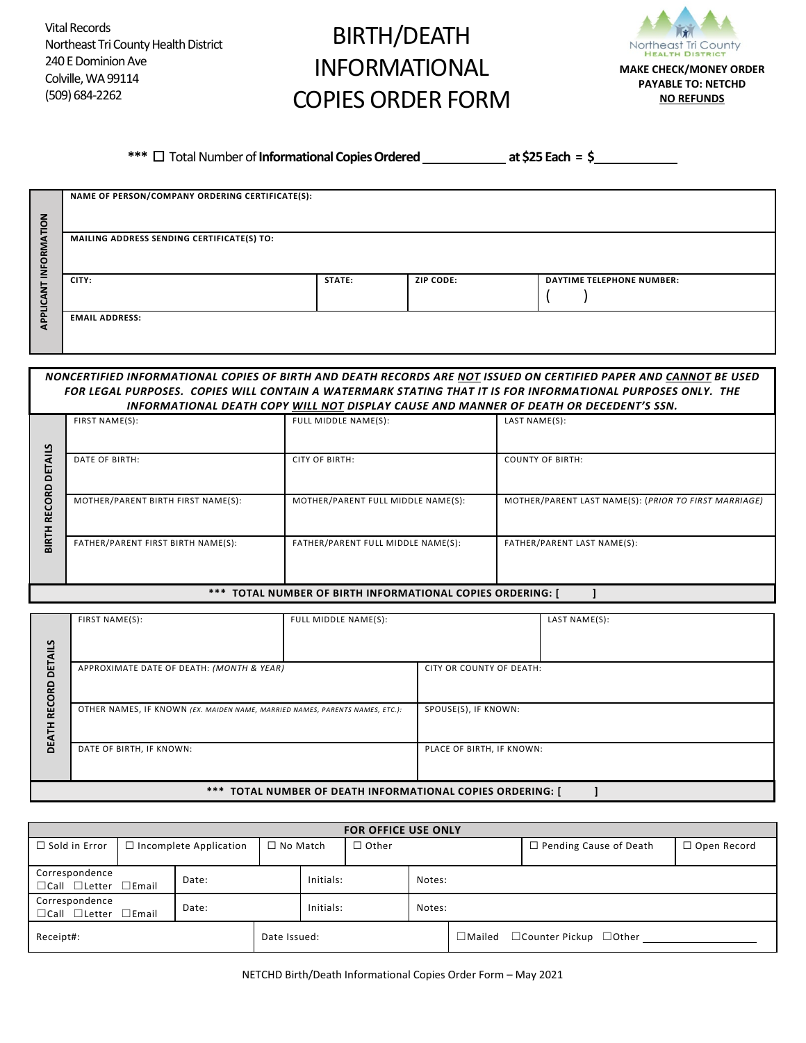Vital Records
Northeast Tri County Health District
240 E Dominion Ave
Colville, WA 99114
(509) 684-2262

# BIRTH/DEATH INFORMATIONAL COPIES ORDER FORM

Northeast Tri County Health District

**MAKE CHECK/MONEY ORDER PAYABLE TO: NETCHD**
**NO REFUNDS**

\*\*\* ☐ Total Number of **Informational Copies Ordered** ____________ **at $25 Each = $**____________

**APPLICANT INFORMATION**

| | | | |
|---|---|---|---|
| NAME OF PERSON/COMPANY ORDERING CERTIFICATE(S): | | | |
| MAILING ADDRESS SENDING CERTIFICATE(S) TO: | | | |
| CITY: | STATE: | ZIP CODE: | DAYTIME TELEPHONE NUMBER: ( ) |
| EMAIL ADDRESS: | | | |

***NONCERTIFIED INFORMATIONAL COPIES OF BIRTH AND DEATH RECORDS ARE NOT ISSUED ON CERTIFIED PAPER AND CANNOT BE USED FOR LEGAL PURPOSES. COPIES WILL CONTAIN A WATERMARK STATING THAT IT IS FOR INFORMATIONAL PURPOSES ONLY. THE INFORMATIONAL DEATH COPY WILL NOT DISPLAY CAUSE AND MANNER OF DEATH OR DECEDENT'S SSN.***

**BIRTH RECORD DETAILS**

| | | |
|---|---|---|
| FIRST NAME(S): | FULL MIDDLE NAME(S): | LAST NAME(S): |
| DATE OF BIRTH: | CITY OF BIRTH: | COUNTY OF BIRTH: |
| MOTHER/PARENT BIRTH FIRST NAME(S): | MOTHER/PARENT FULL MIDDLE NAME(S): | MOTHER/PARENT LAST NAME(S): *(PRIOR TO FIRST MARRIAGE)* |
| FATHER/PARENT FIRST BIRTH NAME(S): | FATHER/PARENT FULL MIDDLE NAME(S): | FATHER/PARENT LAST NAME(S): |

**\*\*\* TOTAL NUMBER OF BIRTH INFORMATIONAL COPIES ORDERING: [ ]**

**DEATH RECORD DETAILS**

| | | |
|---|---|---|
| FIRST NAME(S): | FULL MIDDLE NAME(S): | LAST NAME(S): |
| APPROXIMATE DATE OF DEATH: *(MONTH & YEAR)* | CITY OR COUNTY OF DEATH: | |
| OTHER NAMES, IF KNOWN *(EX. MAIDEN NAME, MARRIED NAMES, PARENTS NAMES, ETC.)*: | SPOUSE(S), IF KNOWN: | |
| DATE OF BIRTH, IF KNOWN: | PLACE OF BIRTH, IF KNOWN: | |

**\*\*\* TOTAL NUMBER OF DEATH INFORMATIONAL COPIES ORDERING: [ ]**

**FOR OFFICE USE ONLY**

| | | | | | |
|---|---|---|---|---|---|
| ☐ Sold in Error | ☐ Incomplete Application | ☐ No Match | ☐ Other | ☐ Pending Cause of Death | ☐ Open Record |
| Correspondence ☐Call ☐Letter ☐Email | Date: | Initials: | Notes: | | |
| Correspondence ☐Call ☐Letter ☐Email | Date: | Initials: | Notes: | | |
| Receipt#: | Date Issued: | ☐Mailed ☐Counter Pickup ☐Other ____________ | | | |

NETCHD Birth/Death Informational Copies Order Form – May 2021